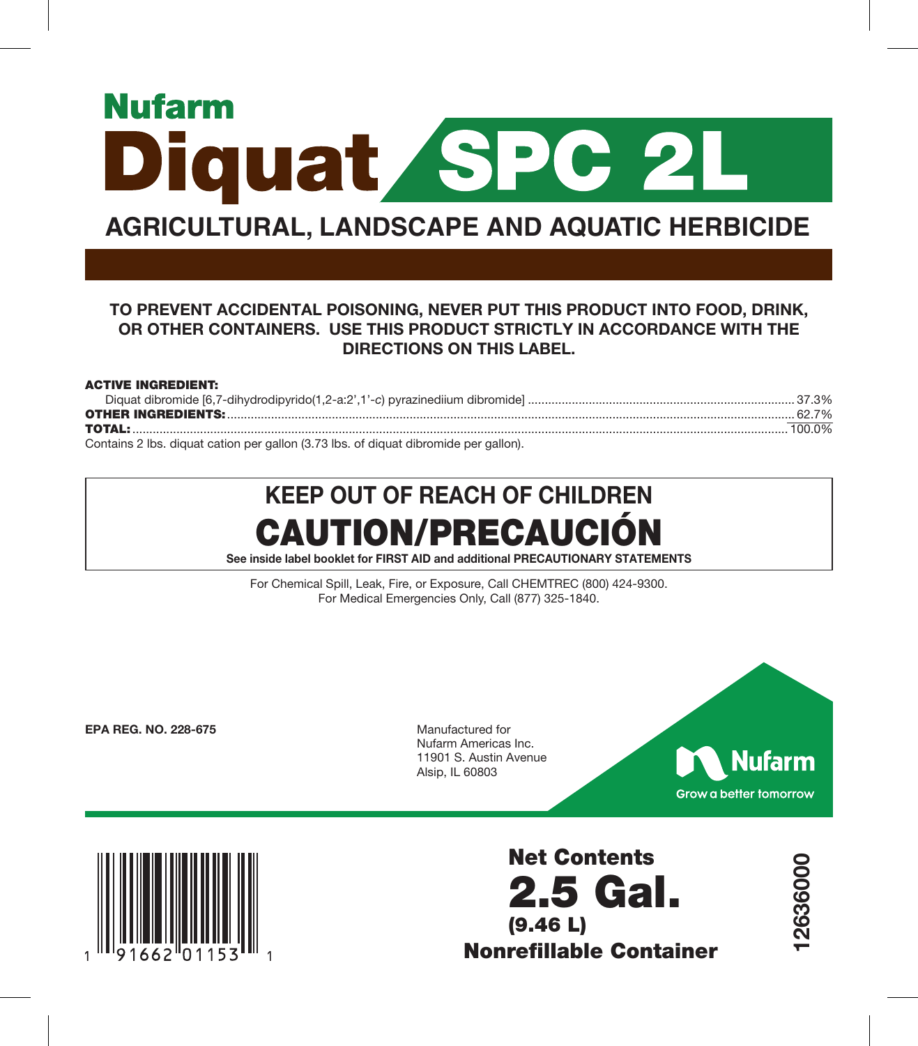**Nufarm**

# Diquat SPC 2L

## AGRICULTURAL, LANDSCAPE AND AQUATIC HERBICIDE

**TO PREVENT ACCIDENTAL POISONING, NEVER PUT THIS PRODUCT INTO FOOD, DRINK, OR OTHER CONTAINERS. USE THIS PRODUCT STRICTLY IN ACCORDANCE WITH THE DIRECTIONS ON THIS LABEL.**

**ACTIVE INGREDIENT:**

Diquat dibromide [6,7-dihydrodipyrido(1,2-a:2',1'-c) pyrazinediium dibromide] .......... 37.3%

**OTHER INGREDIENTS:** .......... 62.7%

**TOTAL:** .......... 100.0%

Contains 2 lbs. diquat cation per gallon (3.73 lbs. of diquat dibromide per gallon).

## KEEP OUT OF REACH OF CHILDREN

# CAUTION/PRECAUCIÓN

**See inside label booklet for FIRST AID and additional PRECAUTIONARY STATEMENTS**

For Chemical Spill, Leak, Fire, or Exposure, Call CHEMTREC (800) 424-9300.
For Medical Emergencies Only, Call (877) 325-1840.

**EPA REG. NO. 228-675**

Manufactured for
Nufarm Americas Inc.
11901 S. Austin Avenue
Alsip, IL 60803

Nufarm
Grow a better tomorrow

1 91662 01153 1

**Net Contents**
**2.5 Gal.**
**(9.46 L)**
**Nonrefillable Container**

12636000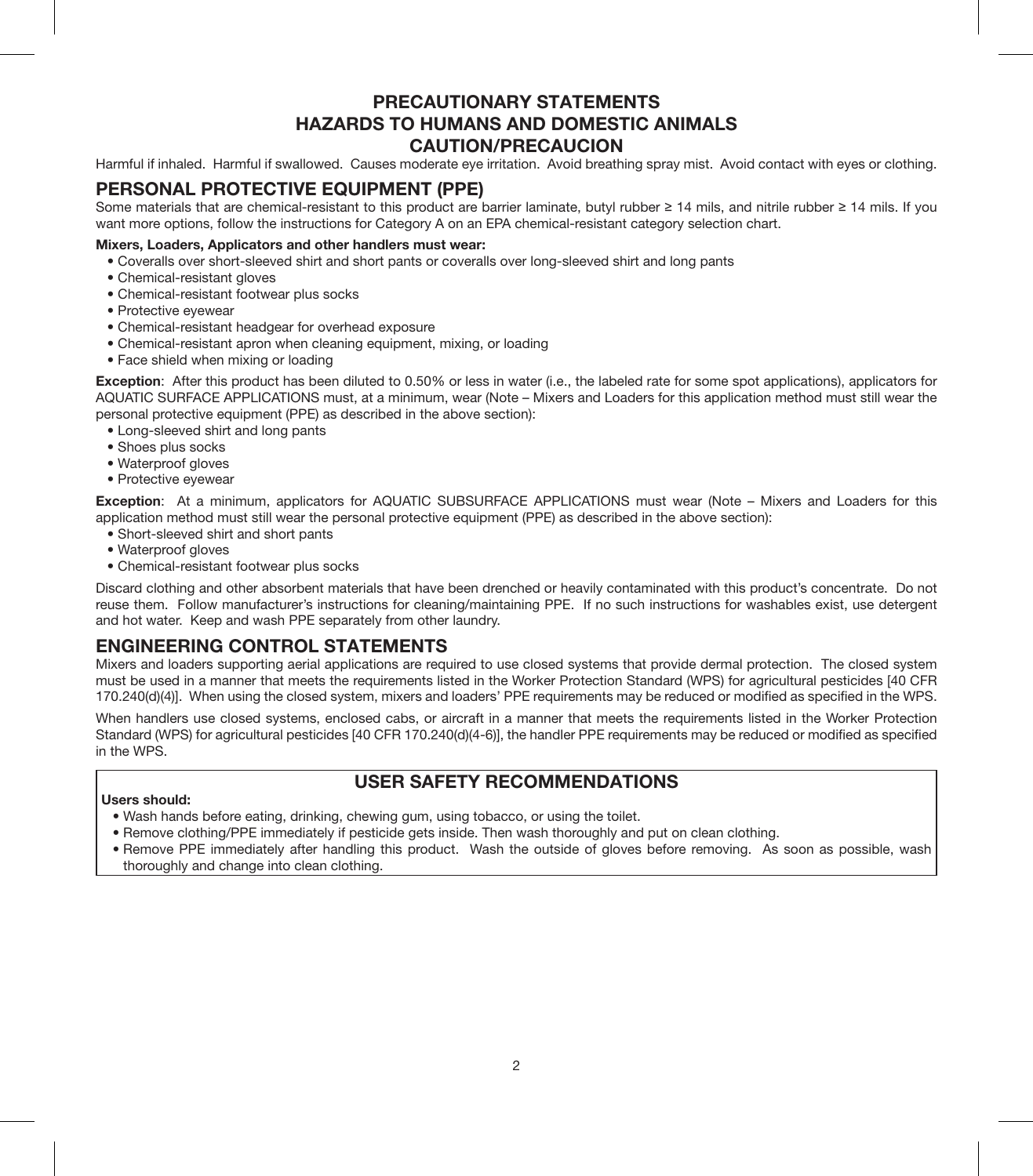# PRECAUTIONARY STATEMENTS
# HAZARDS TO HUMANS AND DOMESTIC ANIMALS
# CAUTION/PRECAUCION

Harmful if inhaled. Harmful if swallowed. Causes moderate eye irritation. Avoid breathing spray mist. Avoid contact with eyes or clothing.

## PERSONAL PROTECTIVE EQUIPMENT (PPE)

Some materials that are chemical-resistant to this product are barrier laminate, butyl rubber ≥ 14 mils, and nitrile rubber ≥ 14 mils. If you want more options, follow the instructions for Category A on an EPA chemical-resistant category selection chart.

**Mixers, Loaders, Applicators and other handlers must wear:**

- Coveralls over short-sleeved shirt and short pants or coveralls over long-sleeved shirt and long pants
- Chemical-resistant gloves
- Chemical-resistant footwear plus socks
- Protective eyewear
- Chemical-resistant headgear for overhead exposure
- Chemical-resistant apron when cleaning equipment, mixing, or loading
- Face shield when mixing or loading

**Exception**: After this product has been diluted to 0.50% or less in water (i.e., the labeled rate for some spot applications), applicators for AQUATIC SURFACE APPLICATIONS must, at a minimum, wear (Note – Mixers and Loaders for this application method must still wear the personal protective equipment (PPE) as described in the above section):

- Long-sleeved shirt and long pants
- Shoes plus socks
- Waterproof gloves
- Protective eyewear

**Exception**: At a minimum, applicators for AQUATIC SUBSURFACE APPLICATIONS must wear (Note – Mixers and Loaders for this application method must still wear the personal protective equipment (PPE) as described in the above section):

- Short-sleeved shirt and short pants
- Waterproof gloves
- Chemical-resistant footwear plus socks

Discard clothing and other absorbent materials that have been drenched or heavily contaminated with this product's concentrate. Do not reuse them. Follow manufacturer's instructions for cleaning/maintaining PPE. If no such instructions for washables exist, use detergent and hot water. Keep and wash PPE separately from other laundry.

## ENGINEERING CONTROL STATEMENTS

Mixers and loaders supporting aerial applications are required to use closed systems that provide dermal protection. The closed system must be used in a manner that meets the requirements listed in the Worker Protection Standard (WPS) for agricultural pesticides [40 CFR 170.240(d)(4)]. When using the closed system, mixers and loaders' PPE requirements may be reduced or modified as specified in the WPS.

When handlers use closed systems, enclosed cabs, or aircraft in a manner that meets the requirements listed in the Worker Protection Standard (WPS) for agricultural pesticides [40 CFR 170.240(d)(4-6)], the handler PPE requirements may be reduced or modified as specified in the WPS.

## USER SAFETY RECOMMENDATIONS

**Users should:**

- Wash hands before eating, drinking, chewing gum, using tobacco, or using the toilet.
- Remove clothing/PPE immediately if pesticide gets inside. Then wash thoroughly and put on clean clothing.
- Remove PPE immediately after handling this product. Wash the outside of gloves before removing. As soon as possible, wash thoroughly and change into clean clothing.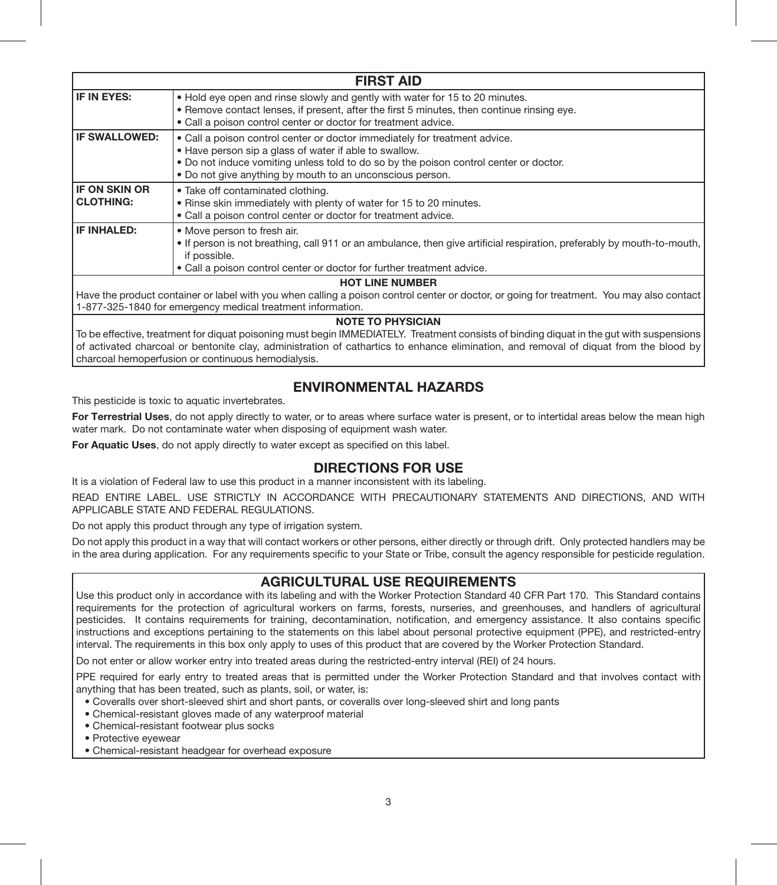## FIRST AID

| | |
|---|---|
| **IF IN EYES:** | • Hold eye open and rinse slowly and gently with water for 15 to 20 minutes.<br>• Remove contact lenses, if present, after the first 5 minutes, then continue rinsing eye.<br>• Call a poison control center or doctor for treatment advice. |
| **IF SWALLOWED:** | • Call a poison control center or doctor immediately for treatment advice.<br>• Have person sip a glass of water if able to swallow.<br>• Do not induce vomiting unless told to do so by the poison control center or doctor.<br>• Do not give anything by mouth to an unconscious person. |
| **IF ON SKIN OR CLOTHING:** | • Take off contaminated clothing.<br>• Rinse skin immediately with plenty of water for 15 to 20 minutes.<br>• Call a poison control center or doctor for treatment advice. |
| **IF INHALED:** | • Move person to fresh air.<br>• If person is not breathing, call 911 or an ambulance, then give artificial respiration, preferably by mouth-to-mouth, if possible.<br>• Call a poison control center or doctor for further treatment advice. |

**HOT LINE NUMBER**

Have the product container or label with you when calling a poison control center or doctor, or going for treatment. You may also contact 1-877-325-1840 for emergency medical treatment information.

**NOTE TO PHYSICIAN**

To be effective, treatment for diquat poisoning must begin IMMEDIATELY. Treatment consists of binding diquat in the gut with suspensions of activated charcoal or bentonite clay, administration of cathartics to enhance elimination, and removal of diquat from the blood by charcoal hemoperfusion or continuous hemodialysis.

## ENVIRONMENTAL HAZARDS

This pesticide is toxic to aquatic invertebrates.

**For Terrestrial Uses**, do not apply directly to water, or to areas where surface water is present, or to intertidal areas below the mean high water mark. Do not contaminate water when disposing of equipment wash water.

**For Aquatic Uses**, do not apply directly to water except as specified on this label.

## DIRECTIONS FOR USE

It is a violation of Federal law to use this product in a manner inconsistent with its labeling.

READ ENTIRE LABEL. USE STRICTLY IN ACCORDANCE WITH PRECAUTIONARY STATEMENTS AND DIRECTIONS, AND WITH APPLICABLE STATE AND FEDERAL REGULATIONS.

Do not apply this product through any type of irrigation system.

Do not apply this product in a way that will contact workers or other persons, either directly or through drift. Only protected handlers may be in the area during application. For any requirements specific to your State or Tribe, consult the agency responsible for pesticide regulation.

## AGRICULTURAL USE REQUIREMENTS

Use this product only in accordance with its labeling and with the Worker Protection Standard 40 CFR Part 170. This Standard contains requirements for the protection of agricultural workers on farms, forests, nurseries, and greenhouses, and handlers of agricultural pesticides. It contains requirements for training, decontamination, notification, and emergency assistance. It also contains specific instructions and exceptions pertaining to the statements on this label about personal protective equipment (PPE), and restricted-entry interval. The requirements in this box only apply to uses of this product that are covered by the Worker Protection Standard.

Do not enter or allow worker entry into treated areas during the restricted-entry interval (REI) of 24 hours.

PPE required for early entry to treated areas that is permitted under the Worker Protection Standard and that involves contact with anything that has been treated, such as plants, soil, or water, is:

- Coveralls over short-sleeved shirt and short pants, or coveralls over long-sleeved shirt and long pants
- Chemical-resistant gloves made of any waterproof material
- Chemical-resistant footwear plus socks
- Protective eyewear
- Chemical-resistant headgear for overhead exposure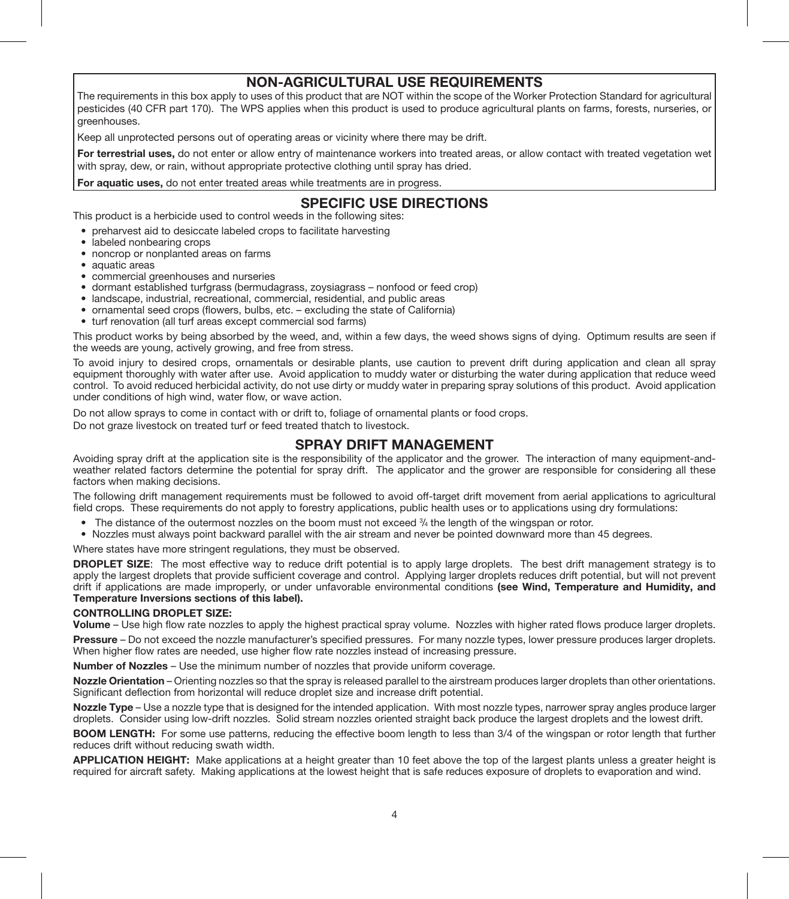## NON-AGRICULTURAL USE REQUIREMENTS

The requirements in this box apply to uses of this product that are NOT within the scope of the Worker Protection Standard for agricultural pesticides (40 CFR part 170). The WPS applies when this product is used to produce agricultural plants on farms, forests, nurseries, or greenhouses.

Keep all unprotected persons out of operating areas or vicinity where there may be drift.

**For terrestrial uses,** do not enter or allow entry of maintenance workers into treated areas, or allow contact with treated vegetation wet with spray, dew, or rain, without appropriate protective clothing until spray has dried.

**For aquatic uses,** do not enter treated areas while treatments are in progress.

## SPECIFIC USE DIRECTIONS

This product is a herbicide used to control weeds in the following sites:

- preharvest aid to desiccate labeled crops to facilitate harvesting
- labeled nonbearing crops
- noncrop or nonplanted areas on farms
- aquatic areas
- commercial greenhouses and nurseries
- dormant established turfgrass (bermudagrass, zoysiagrass – nonfood or feed crop)
- landscape, industrial, recreational, commercial, residential, and public areas
- ornamental seed crops (flowers, bulbs, etc. – excluding the state of California)
- turf renovation (all turf areas except commercial sod farms)

This product works by being absorbed by the weed, and, within a few days, the weed shows signs of dying. Optimum results are seen if the weeds are young, actively growing, and free from stress.

To avoid injury to desired crops, ornamentals or desirable plants, use caution to prevent drift during application and clean all spray equipment thoroughly with water after use. Avoid application to muddy water or disturbing the water during application that reduce weed control. To avoid reduced herbicidal activity, do not use dirty or muddy water in preparing spray solutions of this product. Avoid application under conditions of high wind, water flow, or wave action.

Do not allow sprays to come in contact with or drift to, foliage of ornamental plants or food crops.

Do not graze livestock on treated turf or feed treated thatch to livestock.

## SPRAY DRIFT MANAGEMENT

Avoiding spray drift at the application site is the responsibility of the applicator and the grower. The interaction of many equipment-and-weather related factors determine the potential for spray drift. The applicator and the grower are responsible for considering all these factors when making decisions.

The following drift management requirements must be followed to avoid off-target drift movement from aerial applications to agricultural field crops. These requirements do not apply to forestry applications, public health uses or to applications using dry formulations:

- The distance of the outermost nozzles on the boom must not exceed ¾ the length of the wingspan or rotor.
- Nozzles must always point backward parallel with the air stream and never be pointed downward more than 45 degrees.

Where states have more stringent regulations, they must be observed.

**DROPLET SIZE**: The most effective way to reduce drift potential is to apply large droplets. The best drift management strategy is to apply the largest droplets that provide sufficient coverage and control. Applying larger droplets reduces drift potential, but will not prevent drift if applications are made improperly, or under unfavorable environmental conditions **(see Wind, Temperature and Humidity, and Temperature Inversions sections of this label).**

**CONTROLLING DROPLET SIZE:**

**Volume** – Use high flow rate nozzles to apply the highest practical spray volume. Nozzles with higher rated flows produce larger droplets.

**Pressure** – Do not exceed the nozzle manufacturer's specified pressures. For many nozzle types, lower pressure produces larger droplets. When higher flow rates are needed, use higher flow rate nozzles instead of increasing pressure.

**Number of Nozzles** – Use the minimum number of nozzles that provide uniform coverage.

**Nozzle Orientation** – Orienting nozzles so that the spray is released parallel to the airstream produces larger droplets than other orientations. Significant deflection from horizontal will reduce droplet size and increase drift potential.

**Nozzle Type** – Use a nozzle type that is designed for the intended application. With most nozzle types, narrower spray angles produce larger droplets. Consider using low-drift nozzles. Solid stream nozzles oriented straight back produce the largest droplets and the lowest drift.

**BOOM LENGTH:** For some use patterns, reducing the effective boom length to less than 3/4 of the wingspan or rotor length that further reduces drift without reducing swath width.

**APPLICATION HEIGHT:** Make applications at a height greater than 10 feet above the top of the largest plants unless a greater height is required for aircraft safety. Making applications at the lowest height that is safe reduces exposure of droplets to evaporation and wind.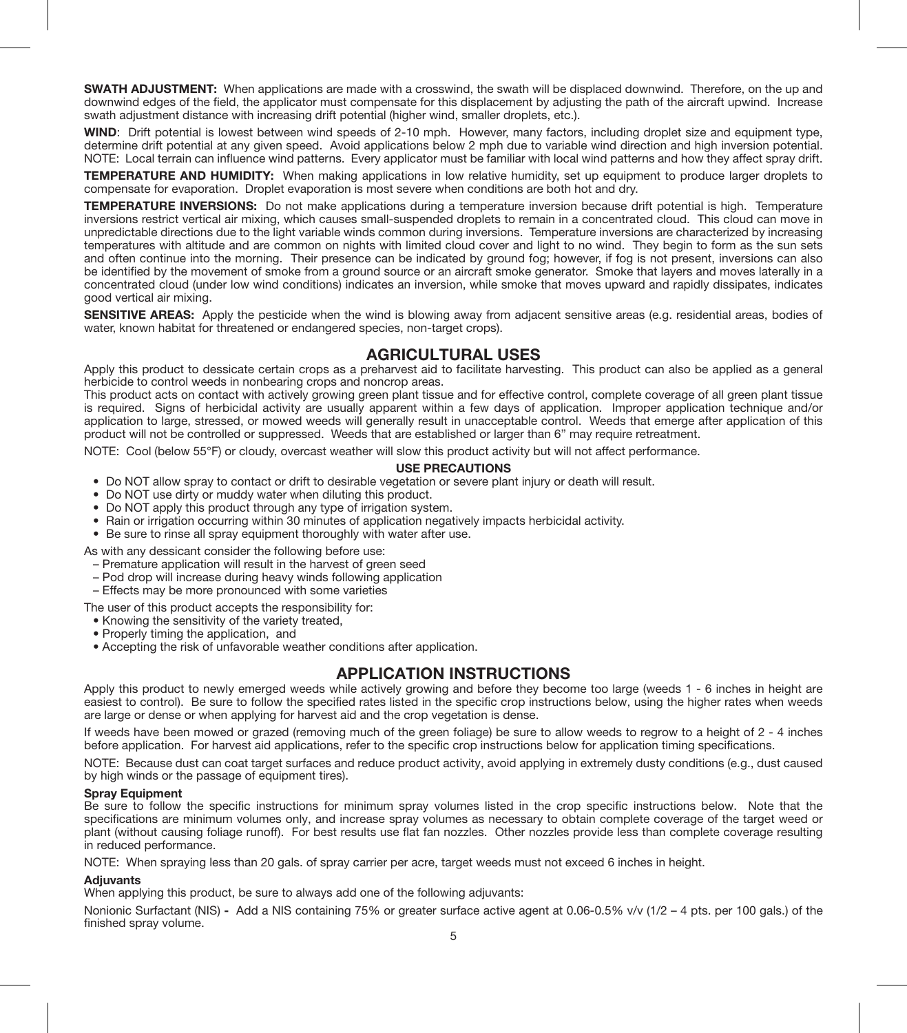**SWATH ADJUSTMENT:** When applications are made with a crosswind, the swath will be displaced downwind. Therefore, on the up and downwind edges of the field, the applicator must compensate for this displacement by adjusting the path of the aircraft upwind. Increase swath adjustment distance with increasing drift potential (higher wind, smaller droplets, etc.).

**WIND**: Drift potential is lowest between wind speeds of 2-10 mph. However, many factors, including droplet size and equipment type, determine drift potential at any given speed. Avoid applications below 2 mph due to variable wind direction and high inversion potential. NOTE: Local terrain can influence wind patterns. Every applicator must be familiar with local wind patterns and how they affect spray drift.

**TEMPERATURE AND HUMIDITY:** When making applications in low relative humidity, set up equipment to produce larger droplets to compensate for evaporation. Droplet evaporation is most severe when conditions are both hot and dry.

**TEMPERATURE INVERSIONS:** Do not make applications during a temperature inversion because drift potential is high. Temperature inversions restrict vertical air mixing, which causes small-suspended droplets to remain in a concentrated cloud. This cloud can move in unpredictable directions due to the light variable winds common during inversions. Temperature inversions are characterized by increasing temperatures with altitude and are common on nights with limited cloud cover and light to no wind. They begin to form as the sun sets and often continue into the morning. Their presence can be indicated by ground fog; however, if fog is not present, inversions can also be identified by the movement of smoke from a ground source or an aircraft smoke generator. Smoke that layers and moves laterally in a concentrated cloud (under low wind conditions) indicates an inversion, while smoke that moves upward and rapidly dissipates, indicates good vertical air mixing.

**SENSITIVE AREAS:** Apply the pesticide when the wind is blowing away from adjacent sensitive areas (e.g. residential areas, bodies of water, known habitat for threatened or endangered species, non-target crops).

## AGRICULTURAL USES

Apply this product to dessicate certain crops as a preharvest aid to facilitate harvesting. This product can also be applied as a general herbicide to control weeds in nonbearing crops and noncrop areas.

This product acts on contact with actively growing green plant tissue and for effective control, complete coverage of all green plant tissue is required. Signs of herbicidal activity are usually apparent within a few days of application. Improper application technique and/or application to large, stressed, or mowed weeds will generally result in unacceptable control. Weeds that emerge after application of this product will not be controlled or suppressed. Weeds that are established or larger than 6" may require retreatment.

NOTE: Cool (below 55°F) or cloudy, overcast weather will slow this product activity but will not affect performance.

### USE PRECAUTIONS

- Do NOT allow spray to contact or drift to desirable vegetation or severe plant injury or death will result.
- Do NOT use dirty or muddy water when diluting this product.
- Do NOT apply this product through any type of irrigation system.
- Rain or irrigation occurring within 30 minutes of application negatively impacts herbicidal activity.
- Be sure to rinse all spray equipment thoroughly with water after use.

As with any dessicant consider the following before use:

– Premature application will result in the harvest of green seed
– Pod drop will increase during heavy winds following application
– Effects may be more pronounced with some varieties

The user of this product accepts the responsibility for:

- Knowing the sensitivity of the variety treated,
- Properly timing the application, and
- Accepting the risk of unfavorable weather conditions after application.

## APPLICATION INSTRUCTIONS

Apply this product to newly emerged weeds while actively growing and before they become too large (weeds 1 - 6 inches in height are easiest to control). Be sure to follow the specified rates listed in the specific crop instructions below, using the higher rates when weeds are large or dense or when applying for harvest aid and the crop vegetation is dense.

If weeds have been mowed or grazed (removing much of the green foliage) be sure to allow weeds to regrow to a height of 2 - 4 inches before application. For harvest aid applications, refer to the specific crop instructions below for application timing specifications.

NOTE: Because dust can coat target surfaces and reduce product activity, avoid applying in extremely dusty conditions (e.g., dust caused by high winds or the passage of equipment tires).

**Spray Equipment**

Be sure to follow the specific instructions for minimum spray volumes listed in the crop specific instructions below. Note that the specifications are minimum volumes only, and increase spray volumes as necessary to obtain complete coverage of the target weed or plant (without causing foliage runoff). For best results use flat fan nozzles. Other nozzles provide less than complete coverage resulting in reduced performance.

NOTE: When spraying less than 20 gals. of spray carrier per acre, target weeds must not exceed 6 inches in height.

**Adjuvants**

When applying this product, be sure to always add one of the following adjuvants:

Nonionic Surfactant (NIS) **-** Add a NIS containing 75% or greater surface active agent at 0.06-0.5% v/v (1/2 – 4 pts. per 100 gals.) of the finished spray volume.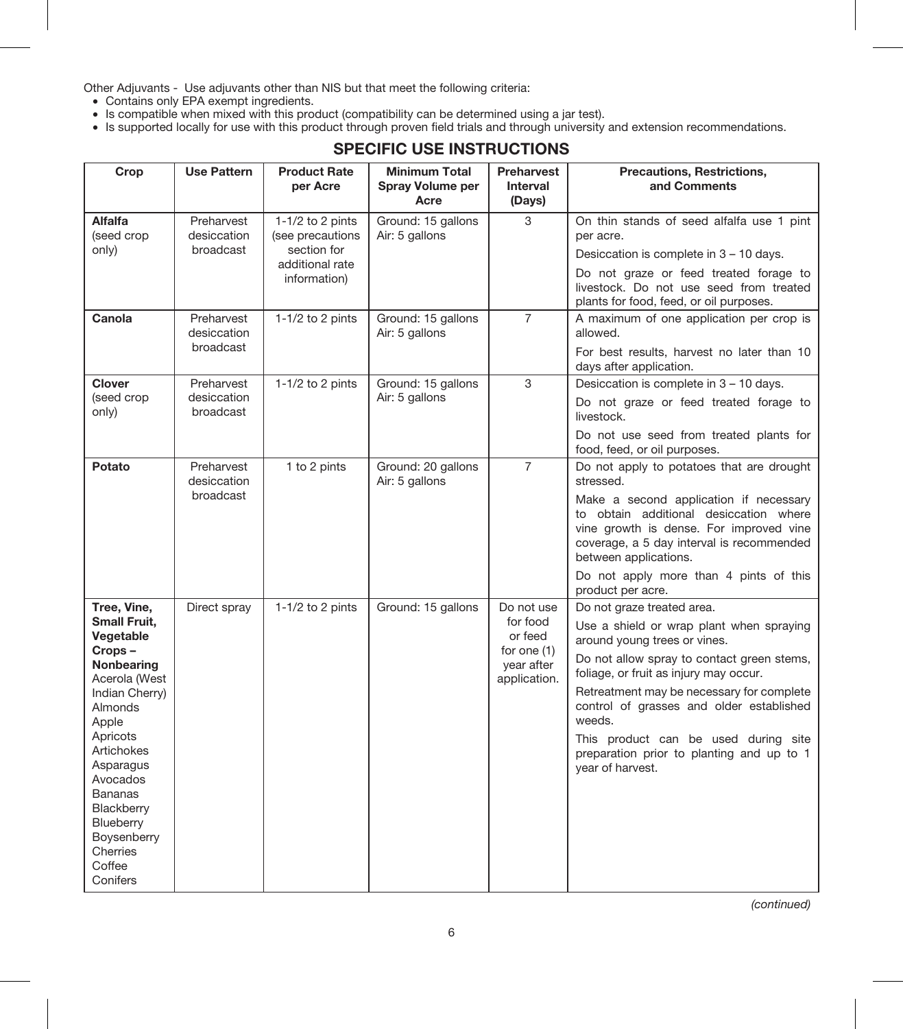Other Adjuvants - Use adjuvants other than NIS but that meet the following criteria:

- Contains only EPA exempt ingredients.
- Is compatible when mixed with this product (compatibility can be determined using a jar test).
- Is supported locally for use with this product through proven field trials and through university and extension recommendations.

## SPECIFIC USE INSTRUCTIONS

| Crop | Use Pattern | Product Rate per Acre | Minimum Total Spray Volume per Acre | Preharvest Interval (Days) | Precautions, Restrictions, and Comments |
|---|---|---|---|---|---|
| **Alfalfa** (seed crop only) | Preharvest desiccation broadcast | 1-1/2 to 2 pints (see precautions section for additional rate information) | Ground: 15 gallons<br>Air: 5 gallons | 3 | On thin stands of seed alfalfa use 1 pint per acre.<br>Desiccation is complete in 3 – 10 days.<br>Do not graze or feed treated forage to livestock. Do not use seed from treated plants for food, feed, or oil purposes. |
| **Canola** | Preharvest desiccation broadcast | 1-1/2 to 2 pints | Ground: 15 gallons<br>Air: 5 gallons | 7 | A maximum of one application per crop is allowed.<br>For best results, harvest no later than 10 days after application. |
| **Clover** (seed crop only) | Preharvest desiccation broadcast | 1-1/2 to 2 pints | Ground: 15 gallons<br>Air: 5 gallons | 3 | Desiccation is complete in 3 – 10 days.<br>Do not graze or feed treated forage to livestock.<br>Do not use seed from treated plants for food, feed, or oil purposes. |
| **Potato** | Preharvest desiccation broadcast | 1 to 2 pints | Ground: 20 gallons<br>Air: 5 gallons | 7 | Do not apply to potatoes that are drought stressed.<br>Make a second application if necessary to obtain additional desiccation where vine growth is dense. For improved vine coverage, a 5 day interval is recommended between applications.<br>Do not apply more than 4 pints of this product per acre. |
| **Tree, Vine, Small Fruit, Vegetable Crops – Nonbearing**<br>Acerola (West Indian Cherry)<br>Almonds<br>Apple<br>Apricots<br>Artichokes<br>Asparagus<br>Avocados<br>Bananas<br>Blackberry<br>Blueberry<br>Boysenberry<br>Cherries<br>Coffee<br>Conifers | Direct spray | 1-1/2 to 2 pints | Ground: 15 gallons | Do not use for food or feed for one (1) year after application. | Do not graze treated area.<br>Use a shield or wrap plant when spraying around young trees or vines.<br>Do not allow spray to contact green stems, foliage, or fruit as injury may occur.<br>Retreatment may be necessary for complete control of grasses and older established weeds.<br>This product can be used during site preparation prior to planting and up to 1 year of harvest. |

*(continued)*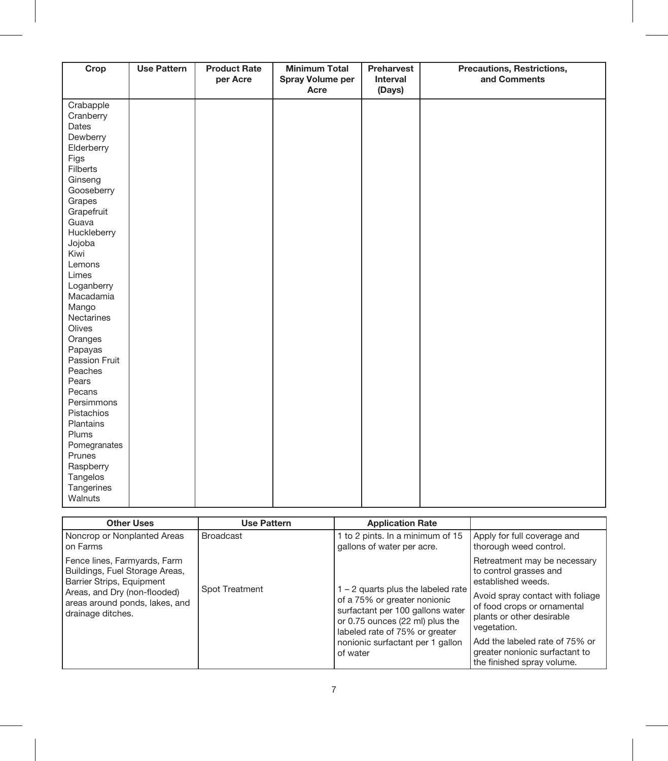| Crop | Use Pattern | Product Rate per Acre | Minimum Total Spray Volume per Acre | Preharvest Interval (Days) | Precautions, Restrictions, and Comments |
|---|---|---|---|---|---|
| Crabapple<br>Cranberry<br>Dates<br>Dewberry<br>Elderberry<br>Figs<br>Filberts<br>Ginseng<br>Gooseberry<br>Grapes<br>Grapefruit<br>Guava<br>Huckleberry<br>Jojoba<br>Kiwi<br>Lemons<br>Limes<br>Loganberry<br>Macadamia<br>Mango<br>Nectarines<br>Olives<br>Oranges<br>Papayas<br>Passion Fruit<br>Peaches<br>Pears<br>Pecans<br>Persimmons<br>Pistachios<br>Plantains<br>Plums<br>Pomegranates<br>Prunes<br>Raspberry<br>Tangelos<br>Tangerines<br>Walnuts | | | | | |

| Other Uses | Use Pattern | Application Rate | |
|---|---|---|---|
| Noncrop or Nonplanted Areas on Farms | Broadcast | 1 to 2 pints. In a minimum of 15 gallons of water per acre. | Apply for full coverage and thorough weed control. |
| Fence lines, Farmyards, Farm Buildings, Fuel Storage Areas, Barrier Strips, Equipment Areas, and Dry (non-flooded) areas around ponds, lakes, and drainage ditches. | Spot Treatment | 1 – 2 quarts plus the labeled rate of a 75% or greater nonionic surfactant per 100 gallons water or 0.75 ounces (22 ml) plus the labeled rate of 75% or greater nonionic surfactant per 1 gallon of water | Retreatment may be necessary to control grasses and established weeds.<br><br>Avoid spray contact with foliage of food crops or ornamental plants or other desirable vegetation.<br><br>Add the labeled rate of 75% or greater nonionic surfactant to the finished spray volume. |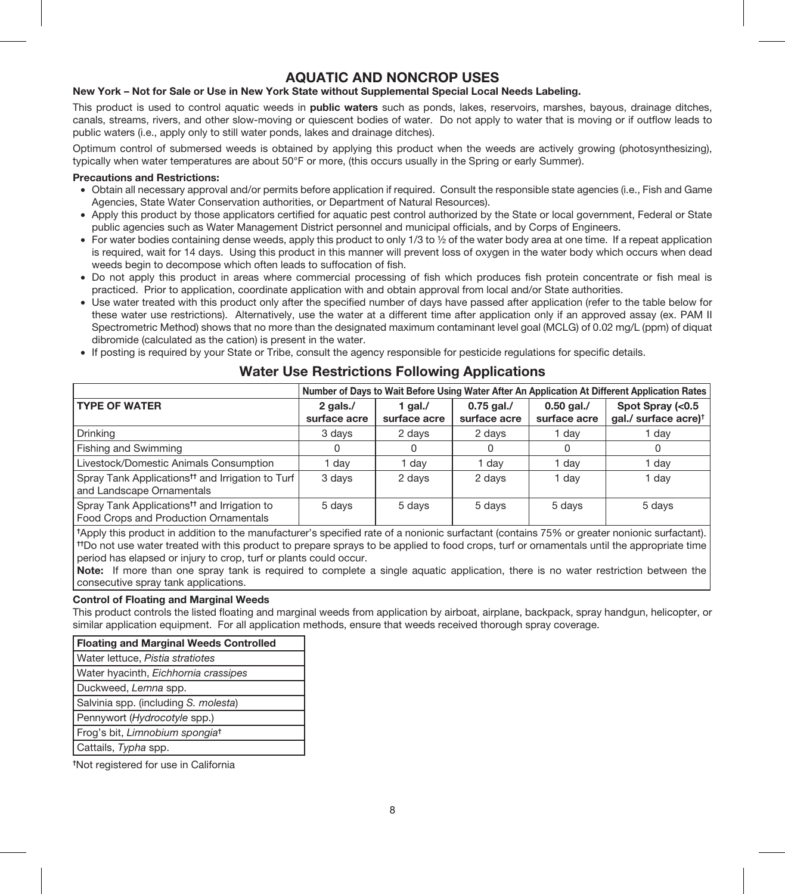# AQUATIC AND NONCROP USES

**New York – Not for Sale or Use in New York State without Supplemental Special Local Needs Labeling.**

This product is used to control aquatic weeds in **public waters** such as ponds, lakes, reservoirs, marshes, bayous, drainage ditches, canals, streams, rivers, and other slow-moving or quiescent bodies of water. Do not apply to water that is moving or if outflow leads to public waters (i.e., apply only to still water ponds, lakes and drainage ditches).

Optimum control of submersed weeds is obtained by applying this product when the weeds are actively growing (photosynthesizing), typically when water temperatures are about 50°F or more, (this occurs usually in the Spring or early Summer).

**Precautions and Restrictions:**

- Obtain all necessary approval and/or permits before application if required. Consult the responsible state agencies (i.e., Fish and Game Agencies, State Water Conservation authorities, or Department of Natural Resources).
- Apply this product by those applicators certified for aquatic pest control authorized by the State or local government, Federal or State public agencies such as Water Management District personnel and municipal officials, and by Corps of Engineers.
- For water bodies containing dense weeds, apply this product to only 1/3 to ½ of the water body area at one time. If a repeat application is required, wait for 14 days. Using this product in this manner will prevent loss of oxygen in the water body which occurs when dead weeds begin to decompose which often leads to suffocation of fish.
- Do not apply this product in areas where commercial processing of fish which produces fish protein concentrate or fish meal is practiced. Prior to application, coordinate application with and obtain approval from local and/or State authorities.
- Use water treated with this product only after the specified number of days have passed after application (refer to the table below for these water use restrictions). Alternatively, use the water at a different time after application only if an approved assay (ex. PAM II Spectrometric Method) shows that no more than the designated maximum contaminant level goal (MCLG) of 0.02 mg/L (ppm) of diquat dibromide (calculated as the cation) is present in the water.
- If posting is required by your State or Tribe, consult the agency responsible for pesticide regulations for specific details.

## Water Use Restrictions Following Applications

| | Number of Days to Wait Before Using Water After An Application At Different Application Rates | | | | |
|---|---|---|---|---|---|
| **TYPE OF WATER** | **2 gals./ surface acre** | **1 gal./ surface acre** | **0.75 gal./ surface acre** | **0.50 gal./ surface acre** | **Spot Spray (<0.5 gal./ surface acre)†** |
| Drinking | 3 days | 2 days | 2 days | 1 day | 1 day |
| Fishing and Swimming | 0 | 0 | 0 | 0 | 0 |
| Livestock/Domestic Animals Consumption | 1 day | 1 day | 1 day | 1 day | 1 day |
| Spray Tank Applications†† and Irrigation to Turf and Landscape Ornamentals | 3 days | 2 days | 2 days | 1 day | 1 day |
| Spray Tank Applications†† and Irrigation to Food Crops and Production Ornamentals | 5 days | 5 days | 5 days | 5 days | 5 days |

†Apply this product in addition to the manufacturer's specified rate of a nonionic surfactant (contains 75% or greater nonionic surfactant).
††Do not use water treated with this product to prepare sprays to be applied to food crops, turf or ornamentals until the appropriate time period has elapsed or injury to crop, turf or plants could occur.
**Note:** If more than one spray tank is required to complete a single aquatic application, there is no water restriction between the consecutive spray tank applications.

**Control of Floating and Marginal Weeds**

This product controls the listed floating and marginal weeds from application by airboat, airplane, backpack, spray handgun, helicopter, or similar application equipment. For all application methods, ensure that weeds received thorough spray coverage.

| Floating and Marginal Weeds Controlled |
|---|
| Water lettuce, *Pistia stratiotes* |
| Water hyacinth, *Eichhornia crassipes* |
| Duckweed, *Lemna* spp. |
| Salvinia spp. (including *S. molesta*) |
| Pennywort (*Hydrocotyle* spp.) |
| Frog's bit, *Limnobium spongia*† |
| Cattails, *Typha* spp. |

†Not registered for use in California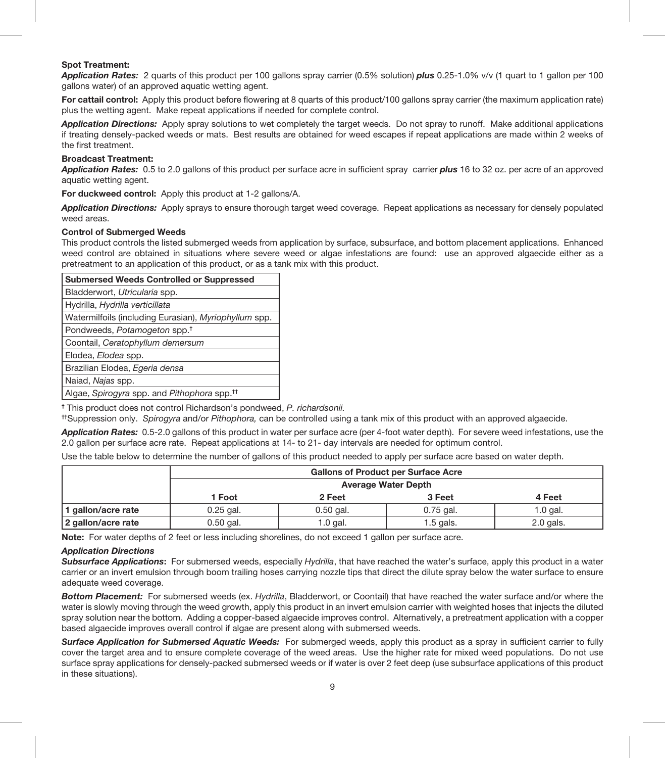**Spot Treatment:**

***Application Rates:*** 2 quarts of this product per 100 gallons spray carrier (0.5% solution) ***plus*** 0.25-1.0% v/v (1 quart to 1 gallon per 100 gallons water) of an approved aquatic wetting agent.

**For cattail control:** Apply this product before flowering at 8 quarts of this product/100 gallons spray carrier (the maximum application rate) plus the wetting agent. Make repeat applications if needed for complete control.

***Application Directions:*** Apply spray solutions to wet completely the target weeds. Do not spray to runoff. Make additional applications if treating densely-packed weeds or mats. Best results are obtained for weed escapes if repeat applications are made within 2 weeks of the first treatment.

**Broadcast Treatment:**

***Application Rates:*** 0.5 to 2.0 gallons of this product per surface acre in sufficient spray carrier ***plus*** 16 to 32 oz. per acre of an approved aquatic wetting agent.

**For duckweed control:** Apply this product at 1-2 gallons/A.

***Application Directions:*** Apply sprays to ensure thorough target weed coverage. Repeat applications as necessary for densely populated weed areas.

**Control of Submerged Weeds**

This product controls the listed submerged weeds from application by surface, subsurface, and bottom placement applications. Enhanced weed control are obtained in situations where severe weed or algae infestations are found: use an approved algaecide either as a pretreatment to an application of this product, or as a tank mix with this product.

| Submersed Weeds Controlled or Suppressed |
|---|
| Bladderwort, *Utricularia* spp. |
| Hydrilla, *Hydrilla verticillata* |
| Watermilfoils (including Eurasian), *Myriophyllum* spp. |
| Pondweeds, *Potamogeton* spp.† |
| Coontail, *Ceratophyllum demersum* |
| Elodea, *Elodea* spp. |
| Brazilian Elodea, *Egeria densa* |
| Naiad, *Najas* spp. |
| Algae, *Spirogyra* spp. and *Pithophora* spp.†† |

† This product does not control Richardson's pondweed, *P. richardsonii*.

††Suppression only. *Spirogyra* and/or *Pithophora,* can be controlled using a tank mix of this product with an approved algaecide.

***Application Rates:*** 0.5-2.0 gallons of this product in water per surface acre (per 4-foot water depth). For severe weed infestations, use the 2.0 gallon per surface acre rate. Repeat applications at 14- to 21- day intervals are needed for optimum control.

Use the table below to determine the number of gallons of this product needed to apply per surface acre based on water depth.

| | Gallons of Product per Surface Acre | | | |
|---|---|---|---|---|
| | Average Water Depth | | | |
| | 1 Foot | 2 Feet | 3 Feet | 4 Feet |
| 1 gallon/acre rate | 0.25 gal. | 0.50 gal. | 0.75 gal. | 1.0 gal. |
| 2 gallon/acre rate | 0.50 gal. | 1.0 gal. | 1.5 gals. | 2.0 gals. |

**Note:** For water depths of 2 feet or less including shorelines, do not exceed 1 gallon per surface acre.

***Application Directions***

***Subsurface Applications*:** For submersed weeds, especially *Hydrilla*, that have reached the water's surface, apply this product in a water carrier or an invert emulsion through boom trailing hoses carrying nozzle tips that direct the dilute spray below the water surface to ensure adequate weed coverage.

***Bottom Placement:*** For submersed weeds (ex. *Hydrilla*, Bladderwort, or Coontail) that have reached the water surface and/or where the water is slowly moving through the weed growth, apply this product in an invert emulsion carrier with weighted hoses that injects the diluted spray solution near the bottom. Adding a copper-based algaecide improves control. Alternatively, a pretreatment application with a copper based algaecide improves overall control if algae are present along with submersed weeds.

***Surface Application for Submersed Aquatic Weeds:*** For submerged weeds, apply this product as a spray in sufficient carrier to fully cover the target area and to ensure complete coverage of the weed areas. Use the higher rate for mixed weed populations. Do not use surface spray applications for densely-packed submersed weeds or if water is over 2 feet deep (use subsurface applications of this product in these situations).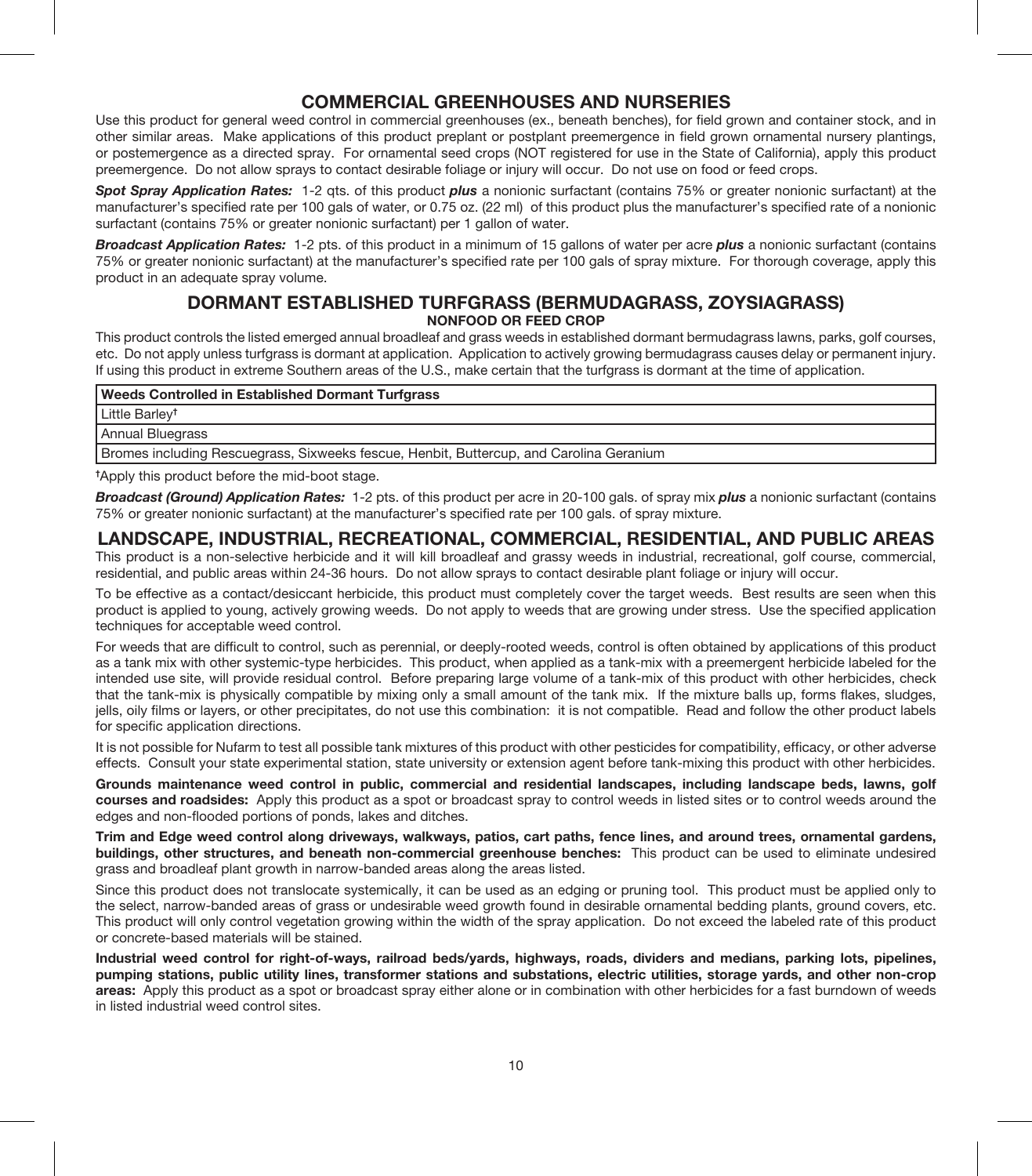## COMMERCIAL GREENHOUSES AND NURSERIES

Use this product for general weed control in commercial greenhouses (ex., beneath benches), for field grown and container stock, and in other similar areas. Make applications of this product preplant or postplant preemergence in field grown ornamental nursery plantings, or postemergence as a directed spray. For ornamental seed crops (NOT registered for use in the State of California), apply this product preemergence. Do not allow sprays to contact desirable foliage or injury will occur. Do not use on food or feed crops.

***Spot Spray Application Rates:*** 1-2 qts. of this product ***plus*** a nonionic surfactant (contains 75% or greater nonionic surfactant) at the manufacturer's specified rate per 100 gals of water, or 0.75 oz. (22 ml) of this product plus the manufacturer's specified rate of a nonionic surfactant (contains 75% or greater nonionic surfactant) per 1 gallon of water.

***Broadcast Application Rates:*** 1-2 pts. of this product in a minimum of 15 gallons of water per acre ***plus*** a nonionic surfactant (contains 75% or greater nonionic surfactant) at the manufacturer's specified rate per 100 gals of spray mixture. For thorough coverage, apply this product in an adequate spray volume.

## DORMANT ESTABLISHED TURFGRASS (BERMUDAGRASS, ZOYSIAGRASS)

**NONFOOD OR FEED CROP**

This product controls the listed emerged annual broadleaf and grass weeds in established dormant bermudagrass lawns, parks, golf courses, etc. Do not apply unless turfgrass is dormant at application. Application to actively growing bermudagrass causes delay or permanent injury. If using this product in extreme Southern areas of the U.S., make certain that the turfgrass is dormant at the time of application.

| Weeds Controlled in Established Dormant Turfgrass |
|---|
| Little Barley† |
| Annual Bluegrass |
| Bromes including Rescuegrass, Sixweeks fescue, Henbit, Buttercup, and Carolina Geranium |

†Apply this product before the mid-boot stage.

***Broadcast (Ground) Application Rates:*** 1-2 pts. of this product per acre in 20-100 gals. of spray mix ***plus*** a nonionic surfactant (contains 75% or greater nonionic surfactant) at the manufacturer's specified rate per 100 gals. of spray mixture.

## LANDSCAPE, INDUSTRIAL, RECREATIONAL, COMMERCIAL, RESIDENTIAL, AND PUBLIC AREAS

This product is a non-selective herbicide and it will kill broadleaf and grassy weeds in industrial, recreational, golf course, commercial, residential, and public areas within 24-36 hours. Do not allow sprays to contact desirable plant foliage or injury will occur.

To be effective as a contact/desiccant herbicide, this product must completely cover the target weeds. Best results are seen when this product is applied to young, actively growing weeds. Do not apply to weeds that are growing under stress. Use the specified application techniques for acceptable weed control.

For weeds that are difficult to control, such as perennial, or deeply-rooted weeds, control is often obtained by applications of this product as a tank mix with other systemic-type herbicides. This product, when applied as a tank-mix with a preemergent herbicide labeled for the intended use site, will provide residual control. Before preparing large volume of a tank-mix of this product with other herbicides, check that the tank-mix is physically compatible by mixing only a small amount of the tank mix. If the mixture balls up, forms flakes, sludges, jells, oily films or layers, or other precipitates, do not use this combination: it is not compatible. Read and follow the other product labels for specific application directions.

It is not possible for Nufarm to test all possible tank mixtures of this product with other pesticides for compatibility, efficacy, or other adverse effects. Consult your state experimental station, state university or extension agent before tank-mixing this product with other herbicides.

**Grounds maintenance weed control in public, commercial and residential landscapes, including landscape beds, lawns, golf courses and roadsides:** Apply this product as a spot or broadcast spray to control weeds in listed sites or to control weeds around the edges and non-flooded portions of ponds, lakes and ditches.

**Trim and Edge weed control along driveways, walkways, patios, cart paths, fence lines, and around trees, ornamental gardens, buildings, other structures, and beneath non-commercial greenhouse benches:** This product can be used to eliminate undesired grass and broadleaf plant growth in narrow-banded areas along the areas listed.

Since this product does not translocate systemically, it can be used as an edging or pruning tool. This product must be applied only to the select, narrow-banded areas of grass or undesirable weed growth found in desirable ornamental bedding plants, ground covers, etc. This product will only control vegetation growing within the width of the spray application. Do not exceed the labeled rate of this product or concrete-based materials will be stained.

**Industrial weed control for right-of-ways, railroad beds/yards, highways, roads, dividers and medians, parking lots, pipelines, pumping stations, public utility lines, transformer stations and substations, electric utilities, storage yards, and other non-crop areas:** Apply this product as a spot or broadcast spray either alone or in combination with other herbicides for a fast burndown of weeds in listed industrial weed control sites.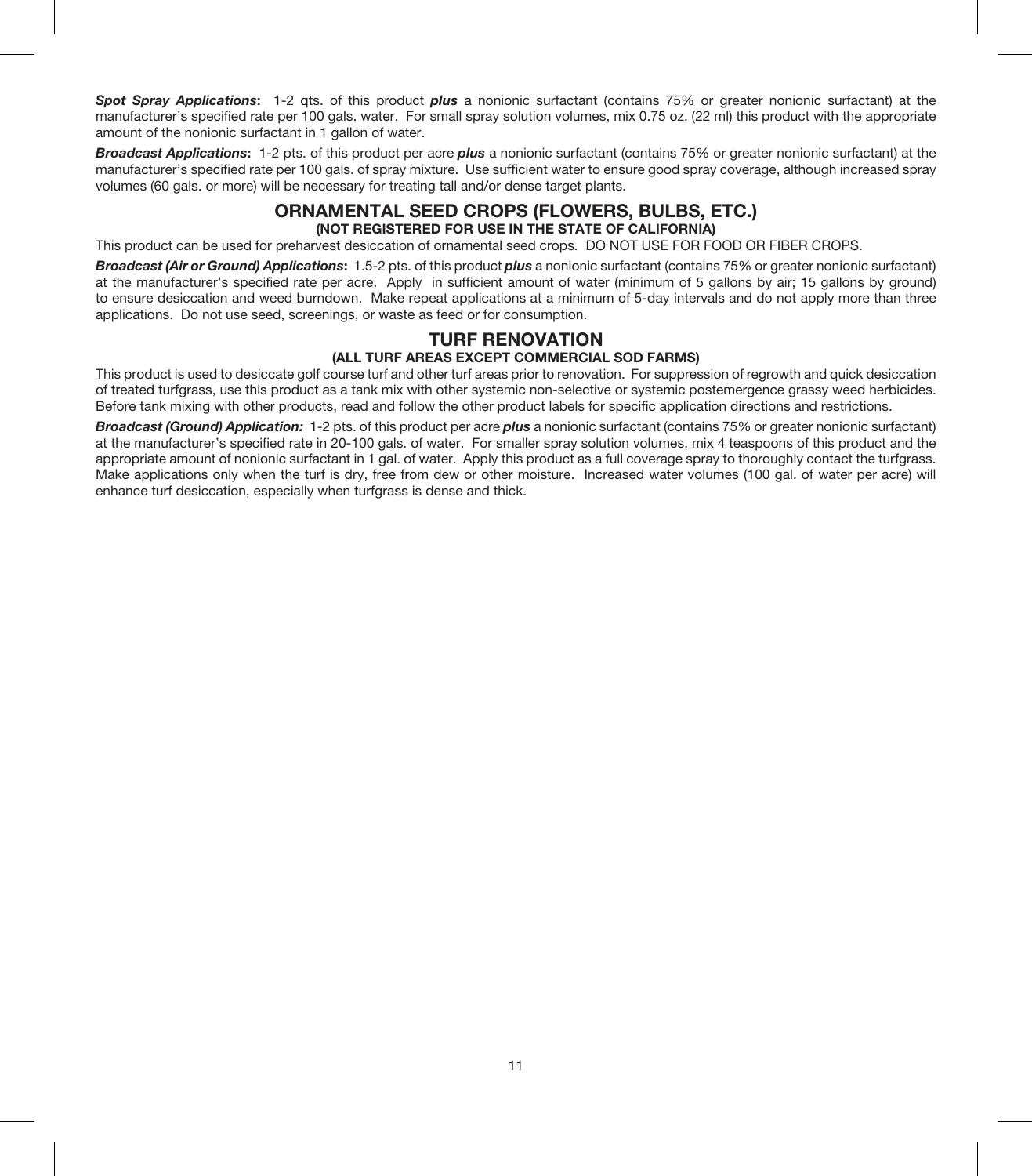***Spot Spray Applications*:** 1-2 qts. of this product ***plus*** a nonionic surfactant (contains 75% or greater nonionic surfactant) at the manufacturer's specified rate per 100 gals. water. For small spray solution volumes, mix 0.75 oz. (22 ml) this product with the appropriate amount of the nonionic surfactant in 1 gallon of water.

***Broadcast Applications*:** 1-2 pts. of this product per acre ***plus*** a nonionic surfactant (contains 75% or greater nonionic surfactant) at the manufacturer's specified rate per 100 gals. of spray mixture. Use sufficient water to ensure good spray coverage, although increased spray volumes (60 gals. or more) will be necessary for treating tall and/or dense target plants.

## ORNAMENTAL SEED CROPS (FLOWERS, BULBS, ETC.)

**(NOT REGISTERED FOR USE IN THE STATE OF CALIFORNIA)**

This product can be used for preharvest desiccation of ornamental seed crops. DO NOT USE FOR FOOD OR FIBER CROPS.

***Broadcast (Air or Ground) Applications*:** 1.5-2 pts. of this product ***plus*** a nonionic surfactant (contains 75% or greater nonionic surfactant) at the manufacturer's specified rate per acre. Apply in sufficient amount of water (minimum of 5 gallons by air; 15 gallons by ground) to ensure desiccation and weed burndown. Make repeat applications at a minimum of 5-day intervals and do not apply more than three applications. Do not use seed, screenings, or waste as feed or for consumption.

## TURF RENOVATION

**(ALL TURF AREAS EXCEPT COMMERCIAL SOD FARMS)**

This product is used to desiccate golf course turf and other turf areas prior to renovation. For suppression of regrowth and quick desiccation of treated turfgrass, use this product as a tank mix with other systemic non-selective or systemic postemergence grassy weed herbicides. Before tank mixing with other products, read and follow the other product labels for specific application directions and restrictions.

***Broadcast (Ground) Application*:** 1-2 pts. of this product per acre ***plus*** a nonionic surfactant (contains 75% or greater nonionic surfactant) at the manufacturer's specified rate in 20-100 gals. of water. For smaller spray solution volumes, mix 4 teaspoons of this product and the appropriate amount of nonionic surfactant in 1 gal. of water. Apply this product as a full coverage spray to thoroughly contact the turfgrass. Make applications only when the turf is dry, free from dew or other moisture. Increased water volumes (100 gal. of water per acre) will enhance turf desiccation, especially when turfgrass is dense and thick.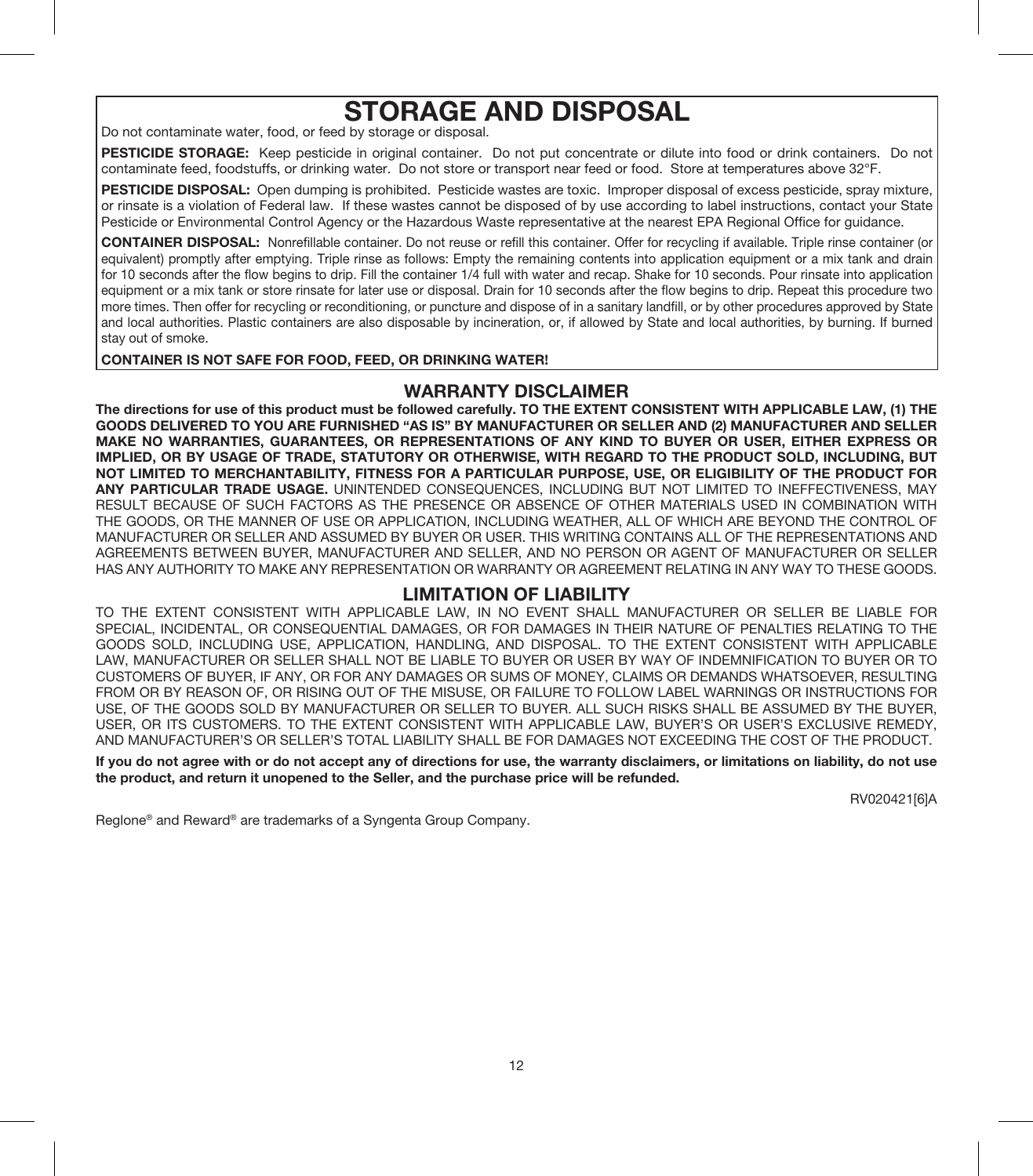# STORAGE AND DISPOSAL

Do not contaminate water, food, or feed by storage or disposal.

**PESTICIDE STORAGE:** Keep pesticide in original container. Do not put concentrate or dilute into food or drink containers. Do not contaminate feed, foodstuffs, or drinking water. Do not store or transport near feed or food. Store at temperatures above 32°F.

**PESTICIDE DISPOSAL:** Open dumping is prohibited. Pesticide wastes are toxic. Improper disposal of excess pesticide, spray mixture, or rinsate is a violation of Federal law. If these wastes cannot be disposed of by use according to label instructions, contact your State Pesticide or Environmental Control Agency or the Hazardous Waste representative at the nearest EPA Regional Office for guidance.

**CONTAINER DISPOSAL:** Nonrefillable container. Do not reuse or refill this container. Offer for recycling if available. Triple rinse container (or equivalent) promptly after emptying. Triple rinse as follows: Empty the remaining contents into application equipment or a mix tank and drain for 10 seconds after the flow begins to drip. Fill the container 1/4 full with water and recap. Shake for 10 seconds. Pour rinsate into application equipment or a mix tank or store rinsate for later use or disposal. Drain for 10 seconds after the flow begins to drip. Repeat this procedure two more times. Then offer for recycling or reconditioning, or puncture and dispose of in a sanitary landfill, or by other procedures approved by State and local authorities. Plastic containers are also disposable by incineration, or, if allowed by State and local authorities, by burning. If burned stay out of smoke.

**CONTAINER IS NOT SAFE FOR FOOD, FEED, OR DRINKING WATER!**

## WARRANTY DISCLAIMER

**The directions for use of this product must be followed carefully. TO THE EXTENT CONSISTENT WITH APPLICABLE LAW, (1) THE GOODS DELIVERED TO YOU ARE FURNISHED "AS IS" BY MANUFACTURER OR SELLER AND (2) MANUFACTURER AND SELLER MAKE NO WARRANTIES, GUARANTEES, OR REPRESENTATIONS OF ANY KIND TO BUYER OR USER, EITHER EXPRESS OR IMPLIED, OR BY USAGE OF TRADE, STATUTORY OR OTHERWISE, WITH REGARD TO THE PRODUCT SOLD, INCLUDING, BUT NOT LIMITED TO MERCHANTABILITY, FITNESS FOR A PARTICULAR PURPOSE, USE, OR ELIGIBILITY OF THE PRODUCT FOR ANY PARTICULAR TRADE USAGE.** UNINTENDED CONSEQUENCES, INCLUDING BUT NOT LIMITED TO INEFFECTIVENESS, MAY RESULT BECAUSE OF SUCH FACTORS AS THE PRESENCE OR ABSENCE OF OTHER MATERIALS USED IN COMBINATION WITH THE GOODS, OR THE MANNER OF USE OR APPLICATION, INCLUDING WEATHER, ALL OF WHICH ARE BEYOND THE CONTROL OF MANUFACTURER OR SELLER AND ASSUMED BY BUYER OR USER. THIS WRITING CONTAINS ALL OF THE REPRESENTATIONS AND AGREEMENTS BETWEEN BUYER, MANUFACTURER AND SELLER, AND NO PERSON OR AGENT OF MANUFACTURER OR SELLER HAS ANY AUTHORITY TO MAKE ANY REPRESENTATION OR WARRANTY OR AGREEMENT RELATING IN ANY WAY TO THESE GOODS.

## LIMITATION OF LIABILITY

TO THE EXTENT CONSISTENT WITH APPLICABLE LAW, IN NO EVENT SHALL MANUFACTURER OR SELLER BE LIABLE FOR SPECIAL, INCIDENTAL, OR CONSEQUENTIAL DAMAGES, OR FOR DAMAGES IN THEIR NATURE OF PENALTIES RELATING TO THE GOODS SOLD, INCLUDING USE, APPLICATION, HANDLING, AND DISPOSAL. TO THE EXTENT CONSISTENT WITH APPLICABLE LAW, MANUFACTURER OR SELLER SHALL NOT BE LIABLE TO BUYER OR USER BY WAY OF INDEMNIFICATION TO BUYER OR TO CUSTOMERS OF BUYER, IF ANY, OR FOR ANY DAMAGES OR SUMS OF MONEY, CLAIMS OR DEMANDS WHATSOEVER, RESULTING FROM OR BY REASON OF, OR RISING OUT OF THE MISUSE, OR FAILURE TO FOLLOW LABEL WARNINGS OR INSTRUCTIONS FOR USE, OF THE GOODS SOLD BY MANUFACTURER OR SELLER TO BUYER. ALL SUCH RISKS SHALL BE ASSUMED BY THE BUYER, USER, OR ITS CUSTOMERS. TO THE EXTENT CONSISTENT WITH APPLICABLE LAW, BUYER'S OR USER'S EXCLUSIVE REMEDY, AND MANUFACTURER'S OR SELLER'S TOTAL LIABILITY SHALL BE FOR DAMAGES NOT EXCEEDING THE COST OF THE PRODUCT.

**If you do not agree with or do not accept any of directions for use, the warranty disclaimers, or limitations on liability, do not use the product, and return it unopened to the Seller, and the purchase price will be refunded.**

RV020421[6]A

Reglone® and Reward® are trademarks of a Syngenta Group Company.